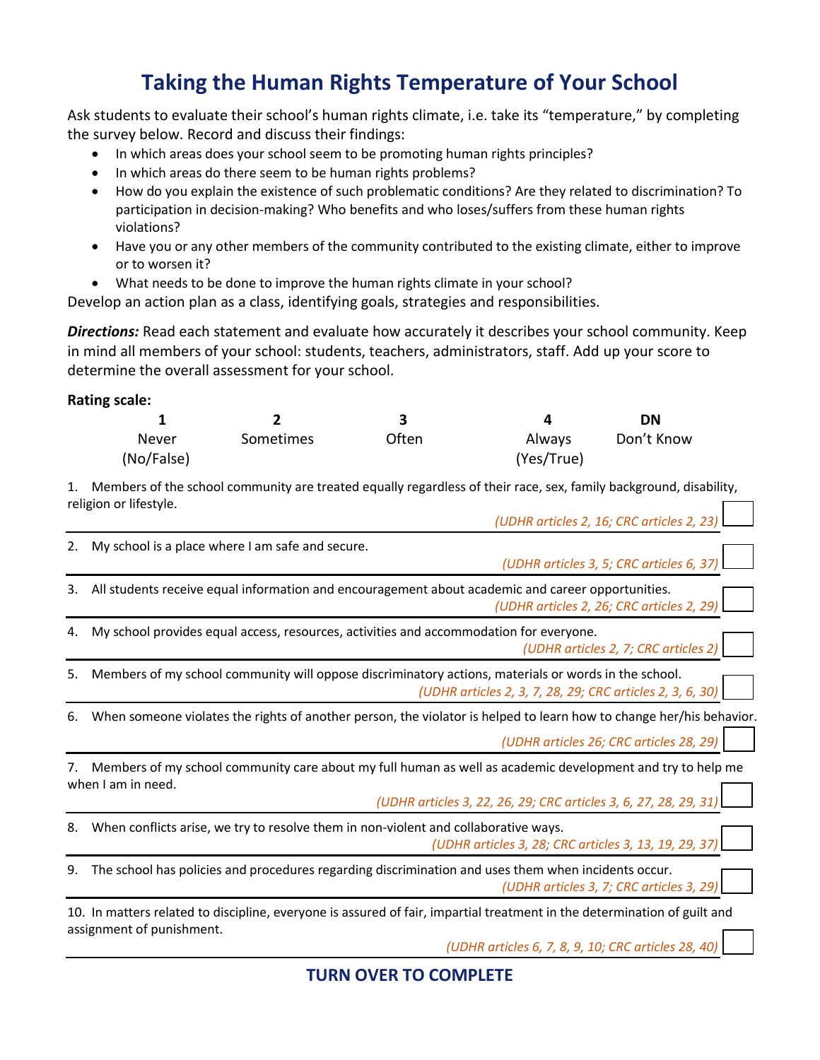# Taking the Human Rights Temperature of Your School

Ask students to evaluate their school's human rights climate, i.e. take its "temperature," by completing the survey below. Record and discuss their findings:

- In which areas does your school seem to be promoting human rights principles?
- In which areas do there seem to be human rights problems?
- How do you explain the existence of such problematic conditions? Are they related to discrimination? To participation in decision-making? Who benefits and who loses/suffers from these human rights violations?
- Have you or any other members of the community contributed to the existing climate, either to improve or to worsen it?
- What needs to be done to improve the human rights climate in your school?

Develop an action plan as a class, identifying goals, strategies and responsibilities.

***Directions:*** Read each statement and evaluate how accurately it describes your school community. Keep in mind all members of your school: students, teachers, administrators, staff. Add up your score to determine the overall assessment for your school.

**Rating scale:**

| **1** | **2** | **3** | **4** | **DN** |
|---|---|---|---|---|
| Never (No/False) | Sometimes | Often | Always (Yes/True) | Don't Know |

1. Members of the school community are treated equally regardless of their race, sex, family background, disability, religion or lifestyle.
*(UDHR articles 2, 16; CRC articles 2, 23)* ☐

2. My school is a place where I am safe and secure.
*(UDHR articles 3, 5; CRC articles 6, 37)* ☐

3. All students receive equal information and encouragement about academic and career opportunities.
*(UDHR articles 2, 26; CRC articles 2, 29)* ☐

4. My school provides equal access, resources, activities and accommodation for everyone.
*(UDHR articles 2, 7; CRC articles 2)* ☐

5. Members of my school community will oppose discriminatory actions, materials or words in the school.
*(UDHR articles 2, 3, 7, 28, 29; CRC articles 2, 3, 6, 30)* ☐

6. When someone violates the rights of another person, the violator is helped to learn how to change her/his behavior.
*(UDHR articles 26; CRC articles 28, 29)* ☐

7. Members of my school community care about my full human as well as academic development and try to help me when I am in need.
*(UDHR articles 3, 22, 26, 29; CRC articles 3, 6, 27, 28, 29, 31)* ☐

8. When conflicts arise, we try to resolve them in non-violent and collaborative ways.
*(UDHR articles 3, 28; CRC articles 3, 13, 19, 29, 37)* ☐

9. The school has policies and procedures regarding discrimination and uses them when incidents occur.
*(UDHR articles 3, 7; CRC articles 3, 29)* ☐

10. In matters related to discipline, everyone is assured of fair, impartial treatment in the determination of guilt and assignment of punishment.
*(UDHR articles 6, 7, 8, 9, 10; CRC articles 28, 40)* ☐

**TURN OVER TO COMPLETE**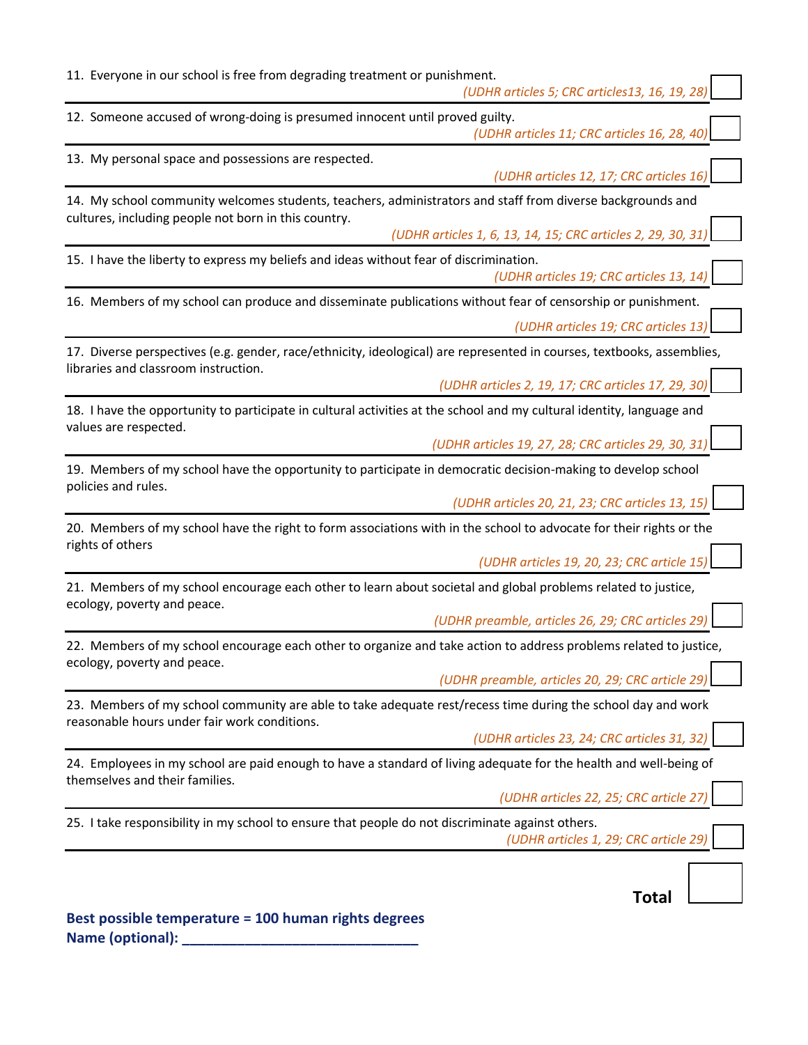11. Everyone in our school is free from degrading treatment or punishment.
*(UDHR articles 5; CRC articles13, 16, 19, 28)*

12. Someone accused of wrong-doing is presumed innocent until proved guilty.
*(UDHR articles 11; CRC articles 16, 28, 40)*

13. My personal space and possessions are respected.
*(UDHR articles 12, 17; CRC articles 16)*

14. My school community welcomes students, teachers, administrators and staff from diverse backgrounds and cultures, including people not born in this country.
*(UDHR articles 1, 6, 13, 14, 15; CRC articles 2, 29, 30, 31)*

15. I have the liberty to express my beliefs and ideas without fear of discrimination.
*(UDHR articles 19; CRC articles 13, 14)*

16. Members of my school can produce and disseminate publications without fear of censorship or punishment.
*(UDHR articles 19; CRC articles 13)*

17. Diverse perspectives (e.g. gender, race/ethnicity, ideological) are represented in courses, textbooks, assemblies, libraries and classroom instruction.
*(UDHR articles 2, 19, 17; CRC articles 17, 29, 30)*

18. I have the opportunity to participate in cultural activities at the school and my cultural identity, language and values are respected.
*(UDHR articles 19, 27, 28; CRC articles 29, 30, 31)*

19. Members of my school have the opportunity to participate in democratic decision-making to develop school policies and rules.
*(UDHR articles 20, 21, 23; CRC articles 13, 15)*

20. Members of my school have the right to form associations with in the school to advocate for their rights or the rights of others
*(UDHR articles 19, 20, 23; CRC article 15)*

21. Members of my school encourage each other to learn about societal and global problems related to justice, ecology, poverty and peace.
*(UDHR preamble, articles 26, 29; CRC articles 29)*

22. Members of my school encourage each other to organize and take action to address problems related to justice, ecology, poverty and peace.
*(UDHR preamble, articles 20, 29; CRC article 29)*

23. Members of my school community are able to take adequate rest/recess time during the school day and work reasonable hours under fair work conditions.
*(UDHR articles 23, 24; CRC articles 31, 32)*

24. Employees in my school are paid enough to have a standard of living adequate for the health and well-being of themselves and their families.
*(UDHR articles 22, 25; CRC article 27)*

25. I take responsibility in my school to ensure that people do not discriminate against others.
*(UDHR articles 1, 29; CRC article 29)*

**Total**

**Best possible temperature = 100 human rights degrees**

**Name (optional): ______________________________**